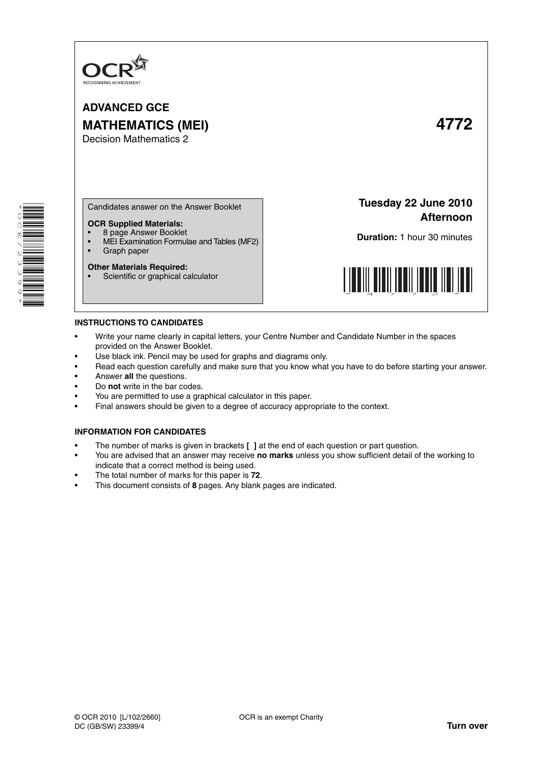OCR
RECOGNISING ACHIEVEMENT

# ADVANCED GCE

# MATHEMATICS (MEI) 4772

Decision Mathematics 2

Candidates answer on the Answer Booklet

**OCR Supplied Materials:**
- 8 page Answer Booklet
- MEI Examination Formulae and Tables (MF2)
- Graph paper

**Other Materials Required:**
- Scientific or graphical calculator

**Tuesday 22 June 2010**
**Afternoon**

**Duration:** 1 hour 30 minutes

## INSTRUCTIONS TO CANDIDATES

- Write your name clearly in capital letters, your Centre Number and Candidate Number in the spaces provided on the Answer Booklet.
- Use black ink. Pencil may be used for graphs and diagrams only.
- Read each question carefully and make sure that you know what you have to do before starting your answer.
- Answer **all** the questions.
- Do **not** write in the bar codes.
- You are permitted to use a graphical calculator in this paper.
- Final answers should be given to a degree of accuracy appropriate to the context.

## INFORMATION FOR CANDIDATES

- The number of marks is given in brackets **[ ]** at the end of each question or part question.
- You are advised that an answer may receive **no marks** unless you show sufficient detail of the working to indicate that a correct method is being used.
- The total number of marks for this paper is **72**.
- This document consists of **8** pages. Any blank pages are indicated.

© OCR 2010 [L/102/2660]
DC (GB/SW) 23399/4

OCR is an exempt Charity

**Turn over**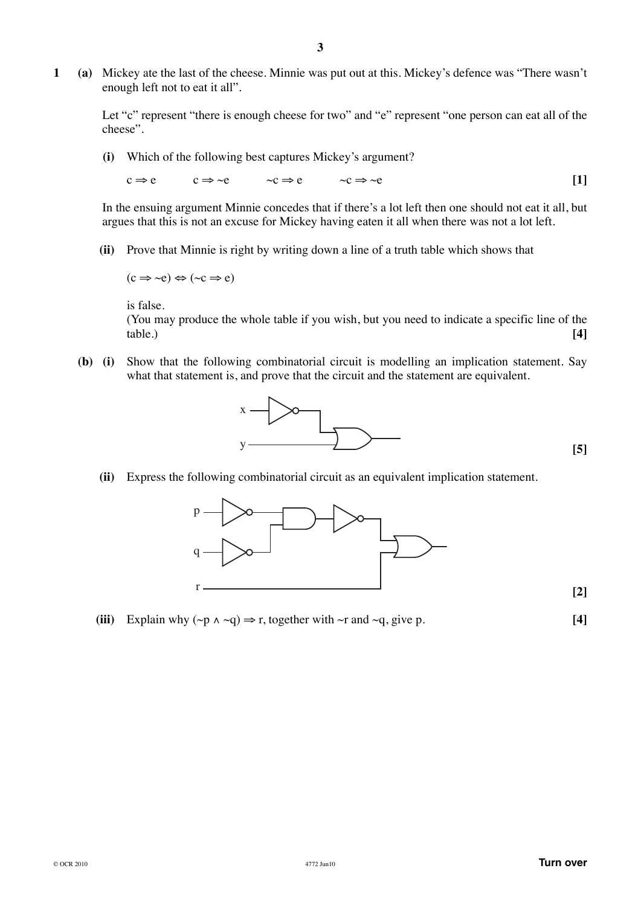**1** **(a)** Mickey ate the last of the cheese. Minnie was put out at this. Mickey's defence was "There wasn't enough left not to eat it all".

Let "c" represent "there is enough cheese for two" and "e" represent "one person can eat all of the cheese".

**(i)** Which of the following best captures Mickey's argument?

$c \Rightarrow e \qquad c \Rightarrow \sim e \qquad \sim c \Rightarrow e \qquad \sim c \Rightarrow \sim e$ **[1]**

In the ensuing argument Minnie concedes that if there's a lot left then one should not eat it all, but argues that this is not an excuse for Mickey having eaten it all when there was not a lot left.

**(ii)** Prove that Minnie is right by writing down a line of a truth table which shows that

$(c \Rightarrow \sim e) \Leftrightarrow (\sim c \Rightarrow e)$

is false.
(You may produce the whole table if you wish, but you need to indicate a specific line of the table.) **[4]**

**(b)** **(i)** Show that the following combinatorial circuit is modelling an implication statement. Say what that statement is, and prove that the circuit and the statement are equivalent.

x → NOT → OR ← y **[5]**

**(ii)** Express the following combinatorial circuit as an equivalent implication statement.

p → NOT, q → NOT → AND → NOT → OR ← r **[2]**

**(iii)** Explain why $(\sim p \wedge \sim q) \Rightarrow r$, together with $\sim r$ and $\sim q$, give p. **[4]**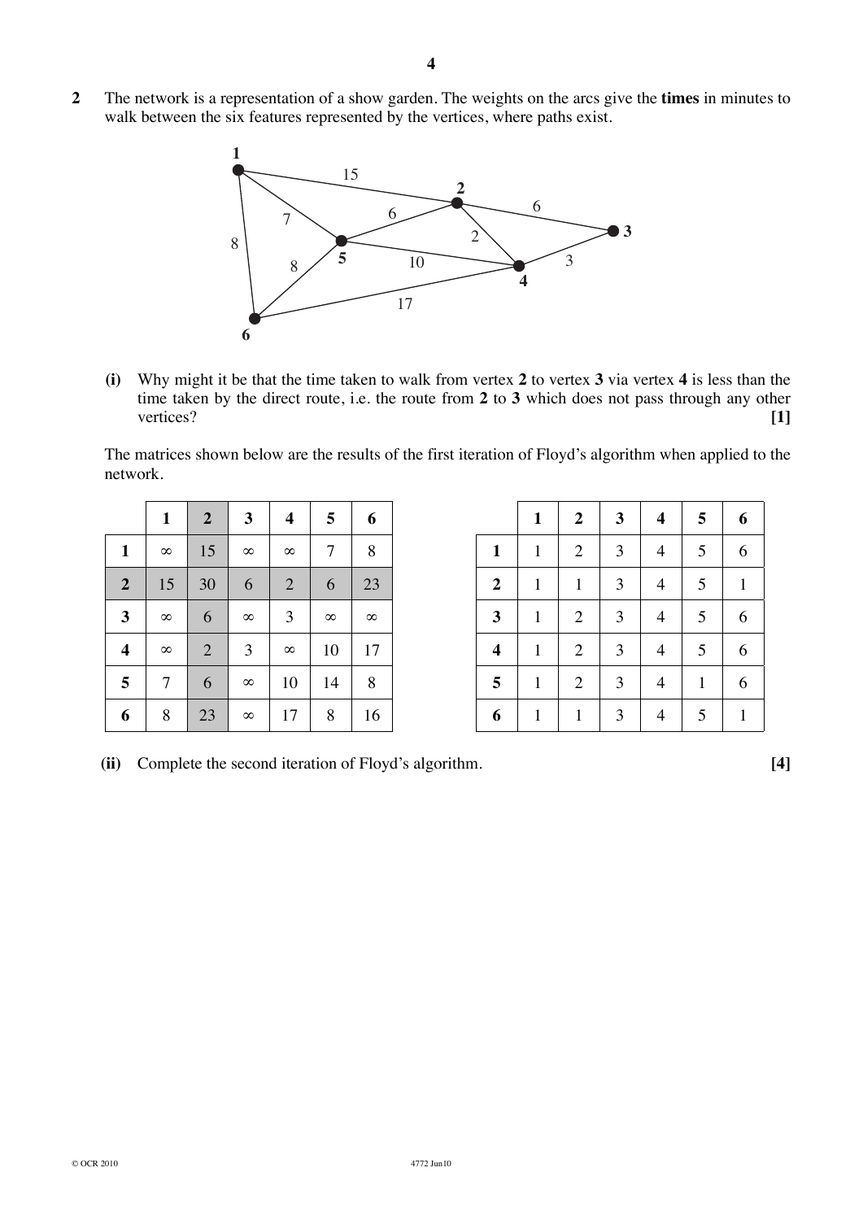**2** The network is a representation of a show garden. The weights on the arcs give the **times** in minutes to walk between the six features represented by the vertices, where paths exist.

**(i)** Why might it be that the time taken to walk from vertex **2** to vertex **3** via vertex **4** is less than the time taken by the direct route, i.e. the route from **2** to **3** which does not pass through any other vertices? **[1]**

The matrices shown below are the results of the first iteration of Floyd's algorithm when applied to the network.

| | **1** | **2** | **3** | **4** | **5** | **6** |
|---|---|---|---|---|---|---|
| **1** | $\infty$ | 15 | $\infty$ | $\infty$ | 7 | 8 |
| **2** | 15 | 30 | 6 | 2 | 6 | 23 |
| **3** | $\infty$ | 6 | $\infty$ | 3 | $\infty$ | $\infty$ |
| **4** | $\infty$ | 2 | 3 | $\infty$ | 10 | 17 |
| **5** | 7 | 6 | $\infty$ | 10 | 14 | 8 |
| **6** | 8 | 23 | $\infty$ | 17 | 8 | 16 |

| | **1** | **2** | **3** | **4** | **5** | **6** |
|---|---|---|---|---|---|---|
| **1** | 1 | 2 | 3 | 4 | 5 | 6 |
| **2** | 1 | 1 | 3 | 4 | 5 | 1 |
| **3** | 1 | 2 | 3 | 4 | 5 | 6 |
| **4** | 1 | 2 | 3 | 4 | 5 | 6 |
| **5** | 1 | 2 | 3 | 4 | 1 | 6 |
| **6** | 1 | 1 | 3 | 4 | 5 | 1 |

**(ii)** Complete the second iteration of Floyd's algorithm. **[4]**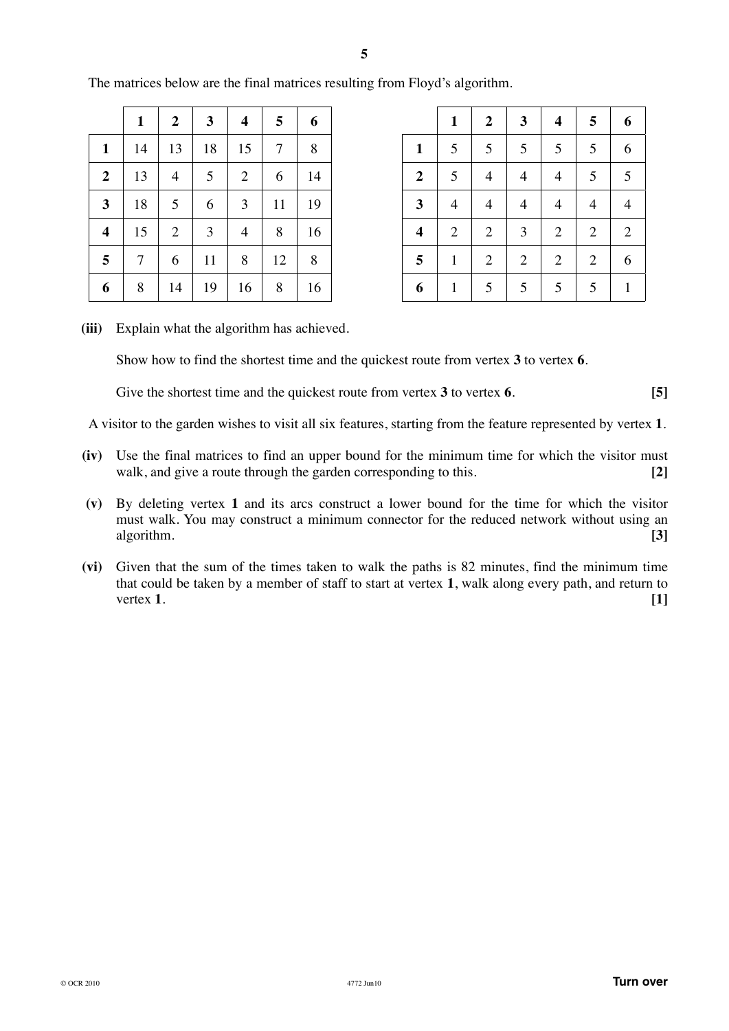The matrices below are the final matrices resulting from Floyd's algorithm.

| | **1** | **2** | **3** | **4** | **5** | **6** |
|---|---|---|---|---|---|---|
| **1** | 14 | 13 | 18 | 15 | 7 | 8 |
| **2** | 13 | 4 | 5 | 2 | 6 | 14 |
| **3** | 18 | 5 | 6 | 3 | 11 | 19 |
| **4** | 15 | 2 | 3 | 4 | 8 | 16 |
| **5** | 7 | 6 | 11 | 8 | 12 | 8 |
| **6** | 8 | 14 | 19 | 16 | 8 | 16 |

| | **1** | **2** | **3** | **4** | **5** | **6** |
|---|---|---|---|---|---|---|
| **1** | 5 | 5 | 5 | 5 | 5 | 6 |
| **2** | 5 | 4 | 4 | 4 | 5 | 5 |
| **3** | 4 | 4 | 4 | 4 | 4 | 4 |
| **4** | 2 | 2 | 3 | 2 | 2 | 2 |
| **5** | 1 | 2 | 2 | 2 | 2 | 6 |
| **6** | 1 | 5 | 5 | 5 | 5 | 1 |

**(iii)** Explain what the algorithm has achieved.

Show how to find the shortest time and the quickest route from vertex **3** to vertex **6**.

Give the shortest time and the quickest route from vertex **3** to vertex **6**. **[5]**

A visitor to the garden wishes to visit all six features, starting from the feature represented by vertex **1**.

**(iv)** Use the final matrices to find an upper bound for the minimum time for which the visitor must walk, and give a route through the garden corresponding to this. **[2]**

**(v)** By deleting vertex **1** and its arcs construct a lower bound for the time for which the visitor must walk. You may construct a minimum connector for the reduced network without using an algorithm. **[3]**

**(vi)** Given that the sum of the times taken to walk the paths is 82 minutes, find the minimum time that could be taken by a member of staff to start at vertex **1**, walk along every path, and return to vertex **1**. **[1]**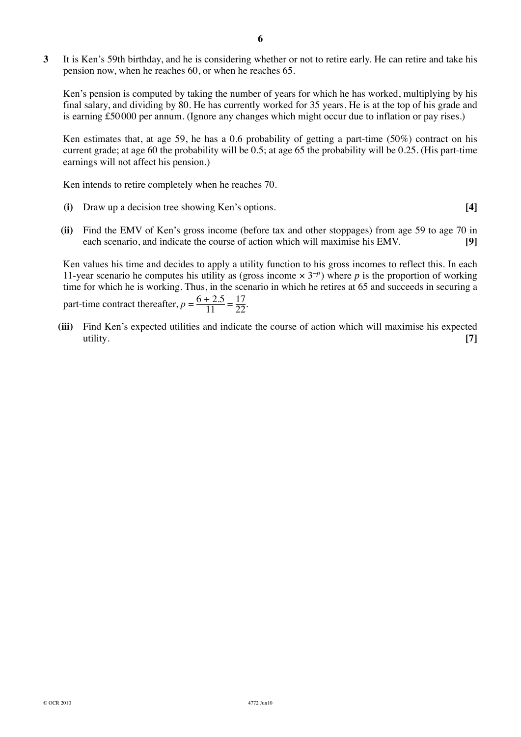**3** It is Ken's 59th birthday, and he is considering whether or not to retire early. He can retire and take his pension now, when he reaches 60, or when he reaches 65.

Ken's pension is computed by taking the number of years for which he has worked, multiplying by his final salary, and dividing by 80. He has currently worked for 35 years. He is at the top of his grade and is earning £50 000 per annum. (Ignore any changes which might occur due to inflation or pay rises.)

Ken estimates that, at age 59, he has a 0.6 probability of getting a part-time (50%) contract on his current grade; at age 60 the probability will be 0.5; at age 65 the probability will be 0.25. (His part-time earnings will not affect his pension.)

Ken intends to retire completely when he reaches 70.

**(i)** Draw up a decision tree showing Ken's options. **[4]**

**(ii)** Find the EMV of Ken's gross income (before tax and other stoppages) from age 59 to age 70 in each scenario, and indicate the course of action which will maximise his EMV. **[9]**

Ken values his time and decides to apply a utility function to his gross incomes to reflect this. In each 11-year scenario he computes his utility as (gross income $\times\ 3^{-p}$) where $p$ is the proportion of working time for which he is working. Thus, in the scenario in which he retires at 65 and succeeds in securing a part-time contract thereafter, $p = \dfrac{6 + 2.5}{11} = \dfrac{17}{22}$.

**(iii)** Find Ken's expected utilities and indicate the course of action which will maximise his expected utility. **[7]**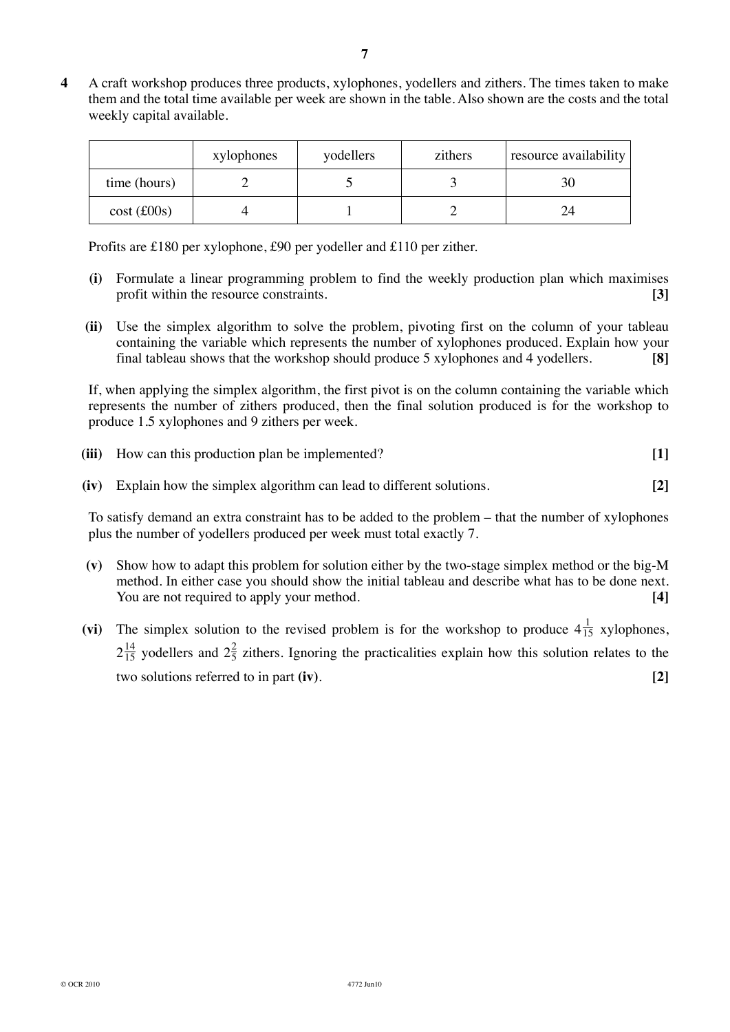**4** A craft workshop produces three products, xylophones, yodellers and zithers. The times taken to make them and the total time available per week are shown in the table. Also shown are the costs and the total weekly capital available.

| | xylophones | yodellers | zithers | resource availability |
|---|---|---|---|---|
| time (hours) | 2 | 5 | 3 | 30 |
| cost (£00s) | 4 | 1 | 2 | 24 |

Profits are £180 per xylophone, £90 per yodeller and £110 per zither.

**(i)** Formulate a linear programming problem to find the weekly production plan which maximises profit within the resource constraints. **[3]**

**(ii)** Use the simplex algorithm to solve the problem, pivoting first on the column of your tableau containing the variable which represents the number of xylophones produced. Explain how your final tableau shows that the workshop should produce 5 xylophones and 4 yodellers. **[8]**

If, when applying the simplex algorithm, the first pivot is on the column containing the variable which represents the number of zithers produced, then the final solution produced is for the workshop to produce 1.5 xylophones and 9 zithers per week.

**(iii)** How can this production plan be implemented? **[1]**

**(iv)** Explain how the simplex algorithm can lead to different solutions. **[2]**

To satisfy demand an extra constraint has to be added to the problem – that the number of xylophones plus the number of yodellers produced per week must total exactly 7.

**(v)** Show how to adapt this problem for solution either by the two-stage simplex method or the big-M method. In either case you should show the initial tableau and describe what has to be done next. You are not required to apply your method. **[4]**

**(vi)** The simplex solution to the revised problem is for the workshop to produce $4\frac{1}{15}$ xylophones, $2\frac{14}{15}$ yodellers and $2\frac{2}{5}$ zithers. Ignoring the practicalities explain how this solution relates to the two solutions referred to in part **(iv)**. **[2]**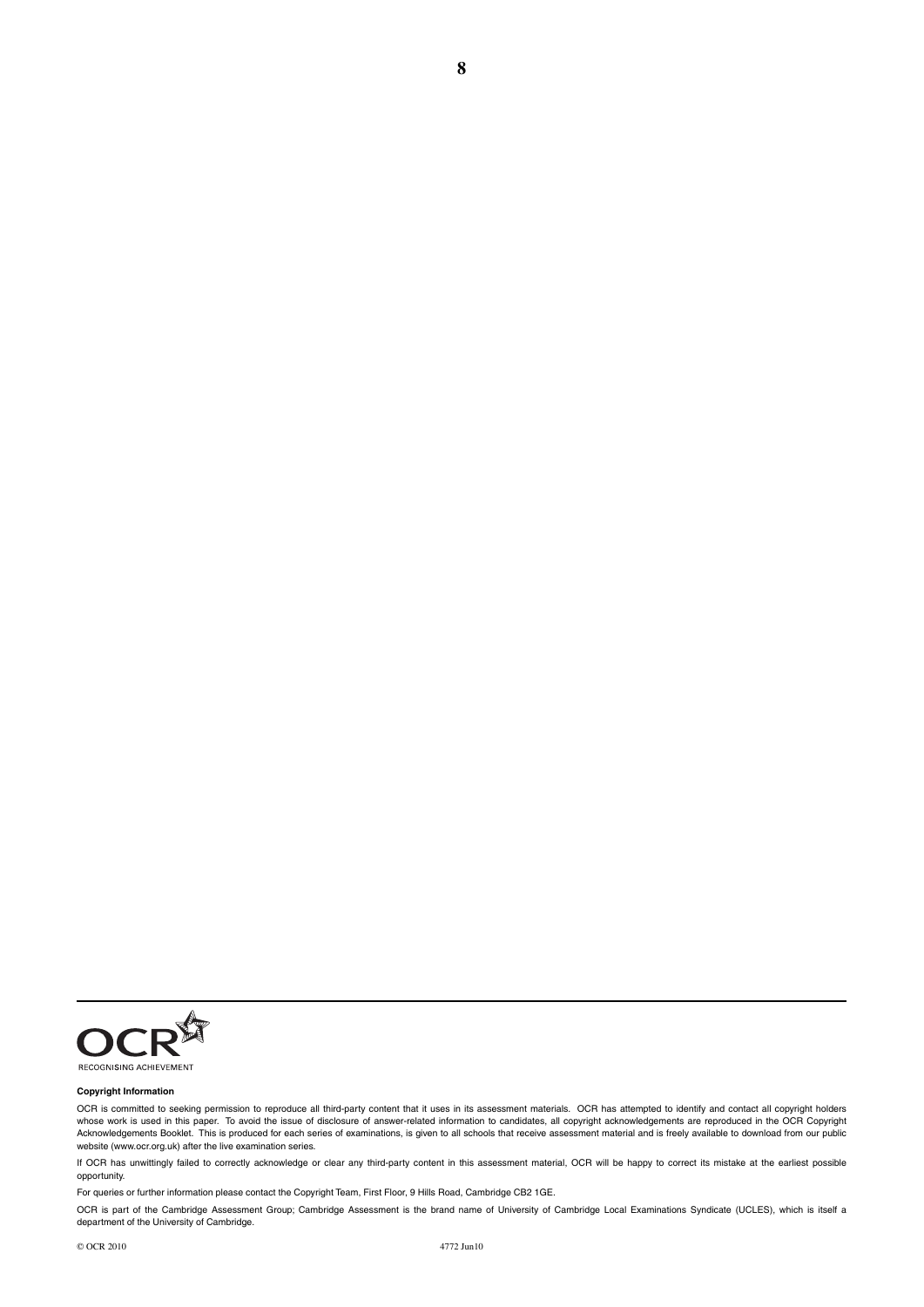OCR

RECOGNISING ACHIEVEMENT

**Copyright Information**

OCR is committed to seeking permission to reproduce all third-party content that it uses in its assessment materials. OCR has attempted to identify and contact all copyright holders whose work is used in this paper. To avoid the issue of disclosure of answer-related information to candidates, all copyright acknowledgements are reproduced in the OCR Copyright Acknowledgements Booklet. This is produced for each series of examinations, is given to all schools that receive assessment material and is freely available to download from our public website (www.ocr.org.uk) after the live examination series.

If OCR has unwittingly failed to correctly acknowledge or clear any third-party content in this assessment material, OCR will be happy to correct its mistake at the earliest possible opportunity.

For queries or further information please contact the Copyright Team, First Floor, 9 Hills Road, Cambridge CB2 1GE.

OCR is part of the Cambridge Assessment Group; Cambridge Assessment is the brand name of University of Cambridge Local Examinations Syndicate (UCLES), which is itself a department of the University of Cambridge.

© OCR 2010 4772 Jun10